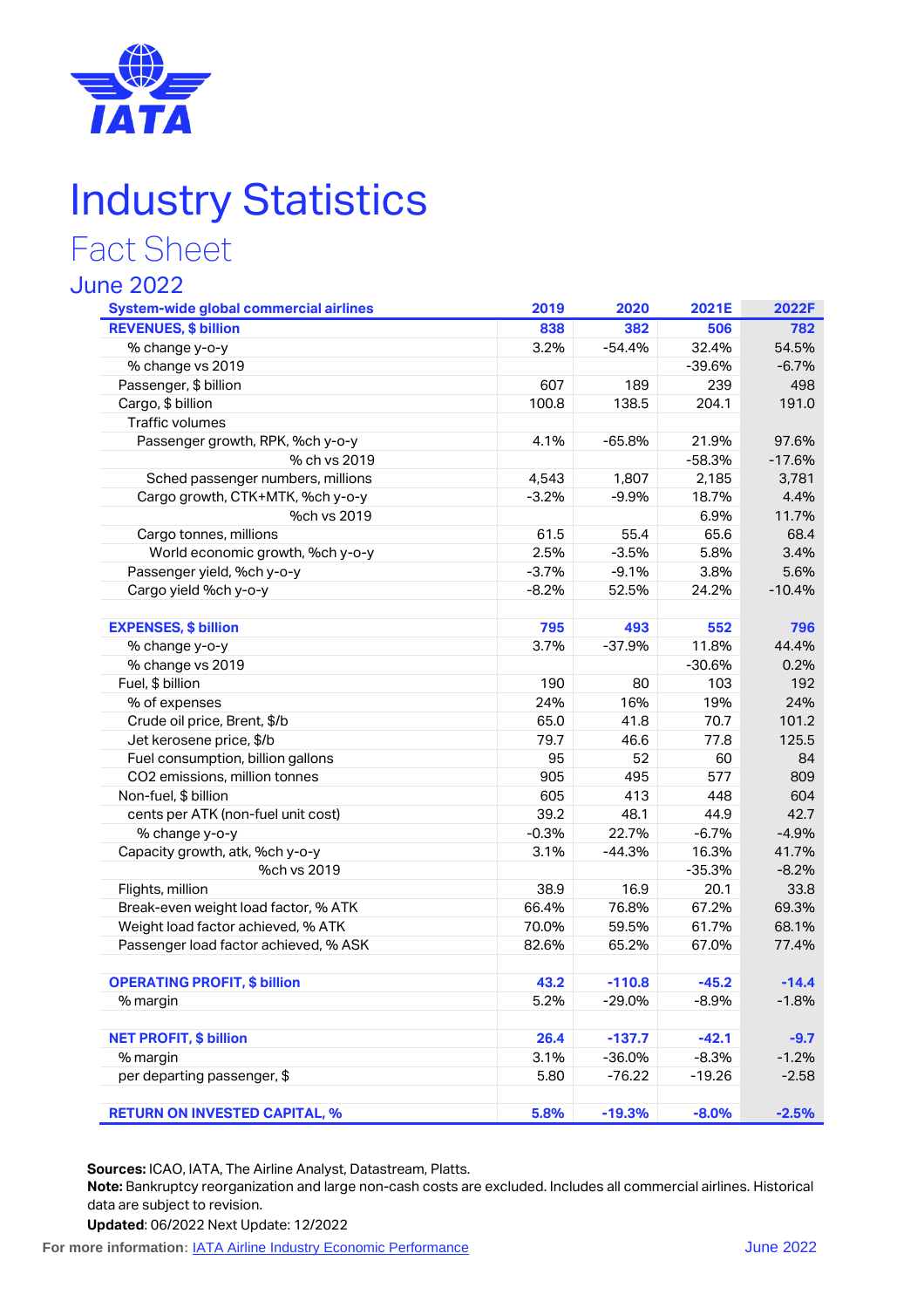# Industry Statistics

## Fact Sheet

### June 2022

| System-wide global commercial airlines | 2019 | 2020 | 2021E | 2022F |
|---|---|---|---|---|
| **REVENUES, $ billion** | **838** | **382** | **506** | **782** |
| % change y-o-y | 3.2% | -54.4% | 32.4% | 54.5% |
| % change vs 2019 | | | -39.6% | -6.7% |
| Passenger, $ billion | 607 | 189 | 239 | 498 |
| Cargo, $ billion | 100.8 | 138.5 | 204.1 | 191.0 |
| Traffic volumes | | | | |
| Passenger growth, RPK, %ch y-o-y | 4.1% | -65.8% | 21.9% | 97.6% |
| % ch vs 2019 | | | -58.3% | -17.6% |
| Sched passenger numbers, millions | 4,543 | 1,807 | 2,185 | 3,781 |
| Cargo growth, CTK+MTK, %ch y-o-y | -3.2% | -9.9% | 18.7% | 4.4% |
| %ch vs 2019 | | | 6.9% | 11.7% |
| Cargo tonnes, millions | 61.5 | 55.4 | 65.6 | 68.4 |
| World economic growth, %ch y-o-y | 2.5% | -3.5% | 5.8% | 3.4% |
| Passenger yield, %ch y-o-y | -3.7% | -9.1% | 3.8% | 5.6% |
| Cargo yield %ch y-o-y | -8.2% | 52.5% | 24.2% | -10.4% |
| | | | | |
| **EXPENSES, $ billion** | **795** | **493** | **552** | **796** |
| % change y-o-y | 3.7% | -37.9% | 11.8% | 44.4% |
| % change vs 2019 | | | -30.6% | 0.2% |
| Fuel, $ billion | 190 | 80 | 103 | 192 |
| % of expenses | 24% | 16% | 19% | 24% |
| Crude oil price, Brent, $/b | 65.0 | 41.8 | 70.7 | 101.2 |
| Jet kerosene price, $/b | 79.7 | 46.6 | 77.8 | 125.5 |
| Fuel consumption, billion gallons | 95 | 52 | 60 | 84 |
| CO2 emissions, million tonnes | 905 | 495 | 577 | 809 |
| Non-fuel, $ billion | 605 | 413 | 448 | 604 |
| cents per ATK (non-fuel unit cost) | 39.2 | 48.1 | 44.9 | 42.7 |
| % change y-o-y | -0.3% | 22.7% | -6.7% | -4.9% |
| Capacity growth, atk, %ch y-o-y | 3.1% | -44.3% | 16.3% | 41.7% |
| %ch vs 2019 | | | -35.3% | -8.2% |
| Flights, million | 38.9 | 16.9 | 20.1 | 33.8 |
| Break-even weight load factor, % ATK | 66.4% | 76.8% | 67.2% | 69.3% |
| Weight load factor achieved, % ATK | 70.0% | 59.5% | 61.7% | 68.1% |
| Passenger load factor achieved, % ASK | 82.6% | 65.2% | 67.0% | 77.4% |
| | | | | |
| **OPERATING PROFIT, $ billion** | **43.2** | **-110.8** | **-45.2** | **-14.4** |
| % margin | 5.2% | -29.0% | -8.9% | -1.8% |
| | | | | |
| **NET PROFIT, $ billion** | **26.4** | **-137.7** | **-42.1** | **-9.7** |
| % margin | 3.1% | -36.0% | -8.3% | -1.2% |
| per departing passenger, $ | 5.80 | -76.22 | -19.26 | -2.58 |
| | | | | |
| **RETURN ON INVESTED CAPITAL, %** | **5.8%** | **-19.3%** | **-8.0%** | **-2.5%** |

**Sources:** ICAO, IATA, The Airline Analyst, Datastream, Platts.
**Note:** Bankruptcy reorganization and large non-cash costs are excluded. Includes all commercial airlines. Historical data are subject to revision.
**Updated**: 06/2022 Next Update: 12/2022

**For more information:** IATA Airline Industry Economic Performance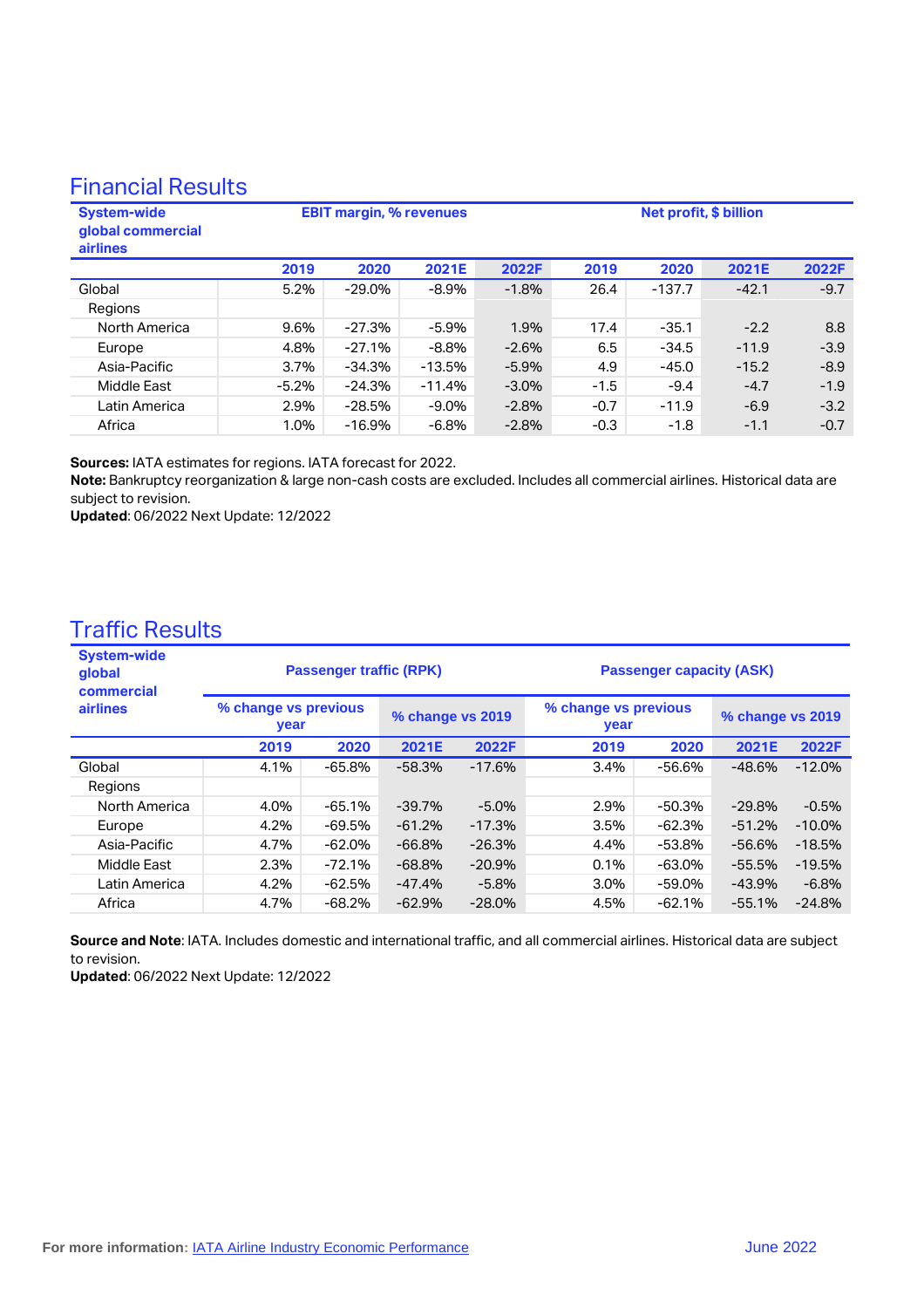## Financial Results

| System-wide global commercial airlines | EBIT margin, % revenues | | | | Net profit, $ billion | | | |
|---|---|---|---|---|---|---|---|---|
| | 2019 | 2020 | 2021E | 2022F | 2019 | 2020 | 2021E | 2022F |
| Global | 5.2% | -29.0% | -8.9% | -1.8% | 26.4 | -137.7 | -42.1 | -9.7 |
| Regions | | | | | | | | |
| North America | 9.6% | -27.3% | -5.9% | 1.9% | 17.4 | -35.1 | -2.2 | 8.8 |
| Europe | 4.8% | -27.1% | -8.8% | -2.6% | 6.5 | -34.5 | -11.9 | -3.9 |
| Asia-Pacific | 3.7% | -34.3% | -13.5% | -5.9% | 4.9 | -45.0 | -15.2 | -8.9 |
| Middle East | -5.2% | -24.3% | -11.4% | -3.0% | -1.5 | -9.4 | -4.7 | -1.9 |
| Latin America | 2.9% | -28.5% | -9.0% | -2.8% | -0.7 | -11.9 | -6.9 | -3.2 |
| Africa | 1.0% | -16.9% | -6.8% | -2.8% | -0.3 | -1.8 | -1.1 | -0.7 |

**Sources:** IATA estimates for regions. IATA forecast for 2022.
**Note:** Bankruptcy reorganization & large non-cash costs are excluded. Includes all commercial airlines. Historical data are subject to revision.
**Updated**: 06/2022 Next Update: 12/2022

## Traffic Results

| System-wide global commercial airlines | Passenger traffic (RPK) | | | | Passenger capacity (ASK) | | | |
|---|---|---|---|---|---|---|---|---|
| | % change vs previous year | | % change vs 2019 | | % change vs previous year | | % change vs 2019 | |
| | 2019 | 2020 | 2021E | 2022F | 2019 | 2020 | 2021E | 2022F |
| Global | 4.1% | -65.8% | -58.3% | -17.6% | 3.4% | -56.6% | -48.6% | -12.0% |
| Regions | | | | | | | | |
| North America | 4.0% | -65.1% | -39.7% | -5.0% | 2.9% | -50.3% | -29.8% | -0.5% |
| Europe | 4.2% | -69.5% | -61.2% | -17.3% | 3.5% | -62.3% | -51.2% | -10.0% |
| Asia-Pacific | 4.7% | -62.0% | -66.8% | -26.3% | 4.4% | -53.8% | -56.6% | -18.5% |
| Middle East | 2.3% | -72.1% | -68.8% | -20.9% | 0.1% | -63.0% | -55.5% | -19.5% |
| Latin America | 4.2% | -62.5% | -47.4% | -5.8% | 3.0% | -59.0% | -43.9% | -6.8% |
| Africa | 4.7% | -68.2% | -62.9% | -28.0% | 4.5% | -62.1% | -55.1% | -24.8% |

**Source and Note**: IATA. Includes domestic and international traffic, and all commercial airlines. Historical data are subject to revision.
**Updated**: 06/2022 Next Update: 12/2022

**For more information:** IATA Airline Industry Economic Performance

June 2022